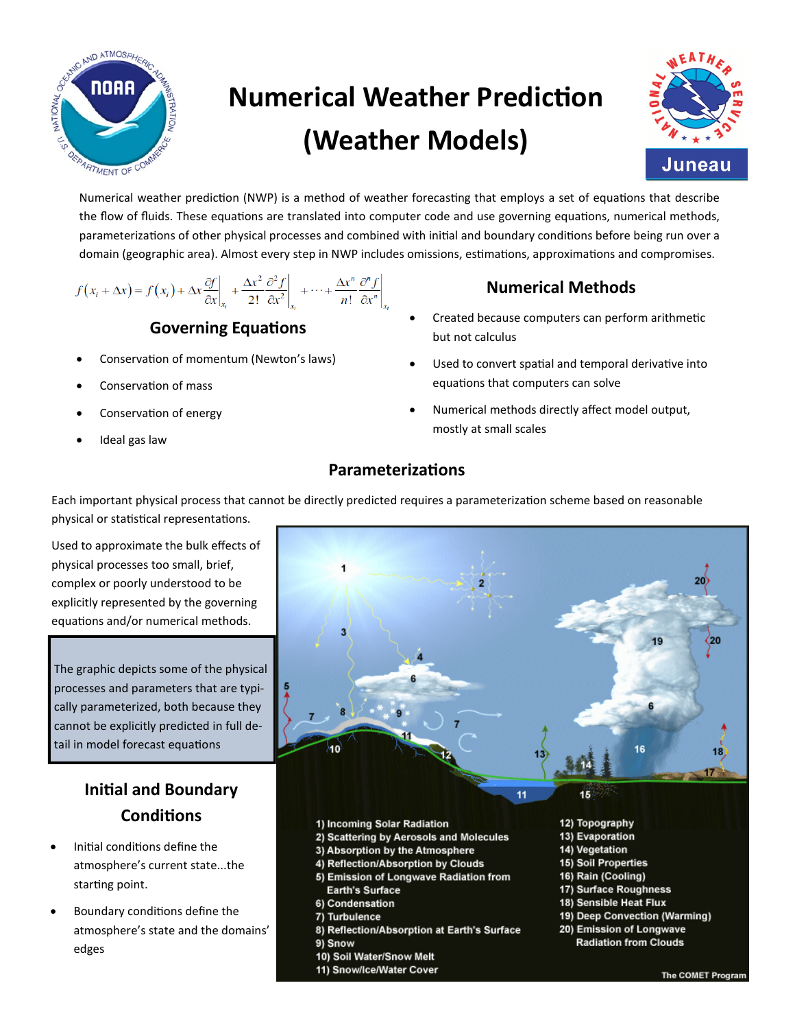# Numerical Weather Prediction (Weather Models)

Juneau

Numerical weather prediction (NWP) is a method of weather forecasting that employs a set of equations that describe the flow of fluids. These equations are translated into computer code and use governing equations, numerical methods, parameterizations of other physical processes and combined with initial and boundary conditions before being run over a domain (geographic area). Almost every step in NWP includes omissions, estimations, approximations and compromises.

$$f(x_i + \Delta x) = f(x_i) + \Delta x \left.\frac{\partial f}{\partial x}\right|_{x_i} + \frac{\Delta x^2}{2!}\left.\frac{\partial^2 f}{\partial x^2}\right|_{x_i} + \cdots + \frac{\Delta x^n}{n!}\left.\frac{\partial^n f}{\partial x^n}\right|_{x_i}$$

## Governing Equations

- Conservation of momentum (Newton's laws)
- Conservation of mass
- Conservation of energy
- Ideal gas law

## Numerical Methods

- Created because computers can perform arithmetic but not calculus
- Used to convert spatial and temporal derivative into equations that computers can solve
- Numerical methods directly affect model output, mostly at small scales

## Parameterizations

Each important physical process that cannot be directly predicted requires a parameterization scheme based on reasonable physical or statistical representations.

Used to approximate the bulk effects of physical processes too small, brief, complex or poorly understood to be explicitly represented by the governing equations and/or numerical methods.

The graphic depicts some of the physical processes and parameters that are typically parameterized, both because they cannot be explicitly predicted in full detail in model forecast equations

1) Incoming Solar Radiation
2) Scattering by Aerosols and Molecules
3) Absorption by the Atmosphere
4) Reflection/Absorption by Clouds
5) Emission of Longwave Radiation from Earth's Surface
6) Condensation
7) Turbulence
8) Reflection/Absorption at Earth's Surface
9) Snow
10) Soil Water/Snow Melt
11) Snow/Ice/Water Cover
12) Topography
13) Evaporation
14) Vegetation
15) Soil Properties
16) Rain (Cooling)
17) Surface Roughness
18) Sensible Heat Flux
19) Deep Convection (Warming)
20) Emission of Longwave Radiation from Clouds

The COMET Program

## Initial and Boundary Conditions

- Initial conditions define the atmosphere's current state...the starting point.
- Boundary conditions define the atmosphere's state and the domains' edges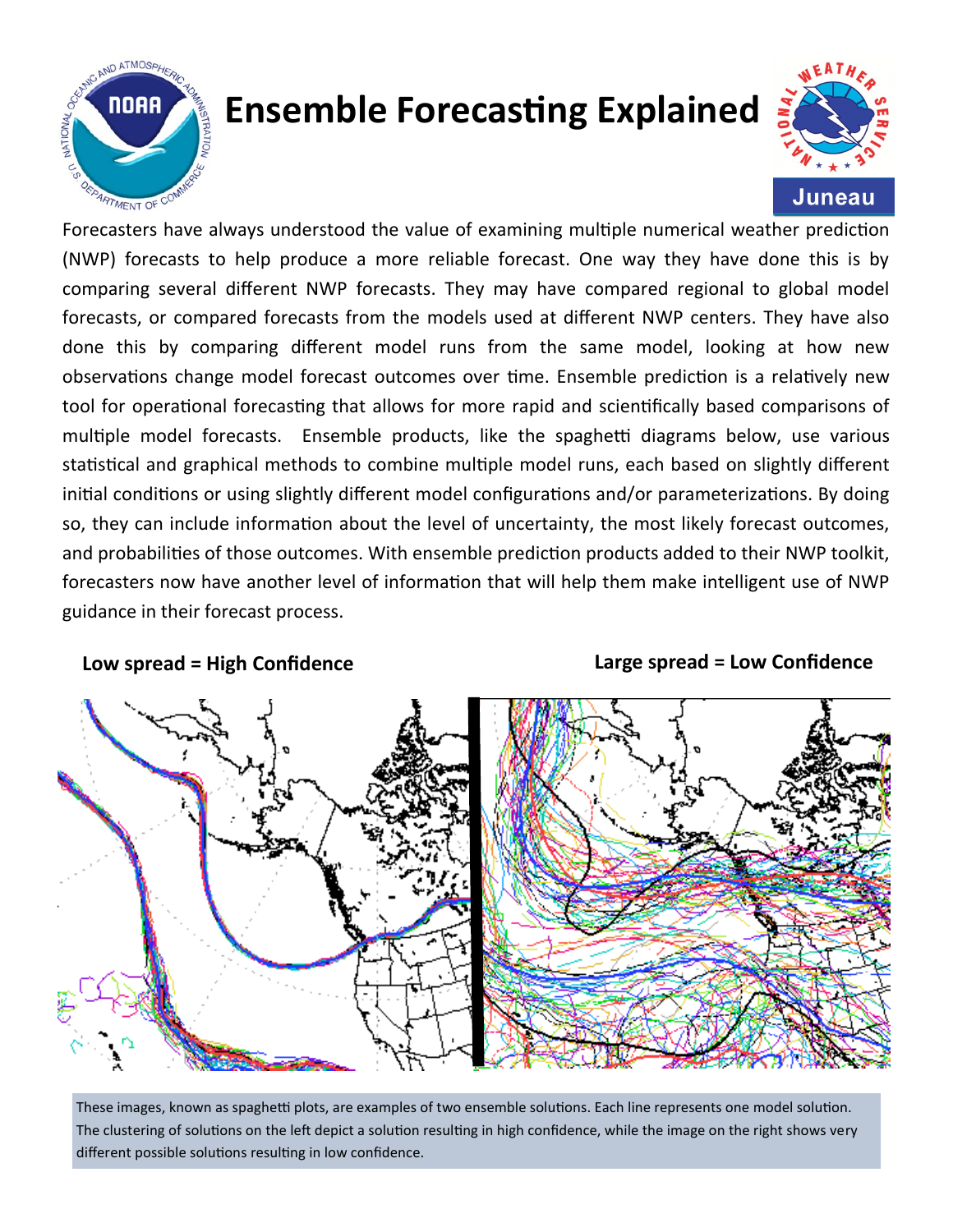# Ensemble Forecasting Explained

Juneau

Forecasters have always understood the value of examining multiple numerical weather prediction (NWP) forecasts to help produce a more reliable forecast. One way they have done this is by comparing several different NWP forecasts. They may have compared regional to global model forecasts, or compared forecasts from the models used at different NWP centers. They have also done this by comparing different model runs from the same model, looking at how new observations change model forecast outcomes over time. Ensemble prediction is a relatively new tool for operational forecasting that allows for more rapid and scientifically based comparisons of multiple model forecasts. Ensemble products, like the spaghetti diagrams below, use various statistical and graphical methods to combine multiple model runs, each based on slightly different initial conditions or using slightly different model configurations and/or parameterizations. By doing so, they can include information about the level of uncertainty, the most likely forecast outcomes, and probabilities of those outcomes. With ensemble prediction products added to their NWP toolkit, forecasters now have another level of information that will help them make intelligent use of NWP guidance in their forecast process.

**Low spread = High Confidence**

**Large spread = Low Confidence**

These images, known as spaghetti plots, are examples of two ensemble solutions. Each line represents one model solution. The clustering of solutions on the left depict a solution resulting in high confidence, while the image on the right shows very different possible solutions resulting in low confidence.